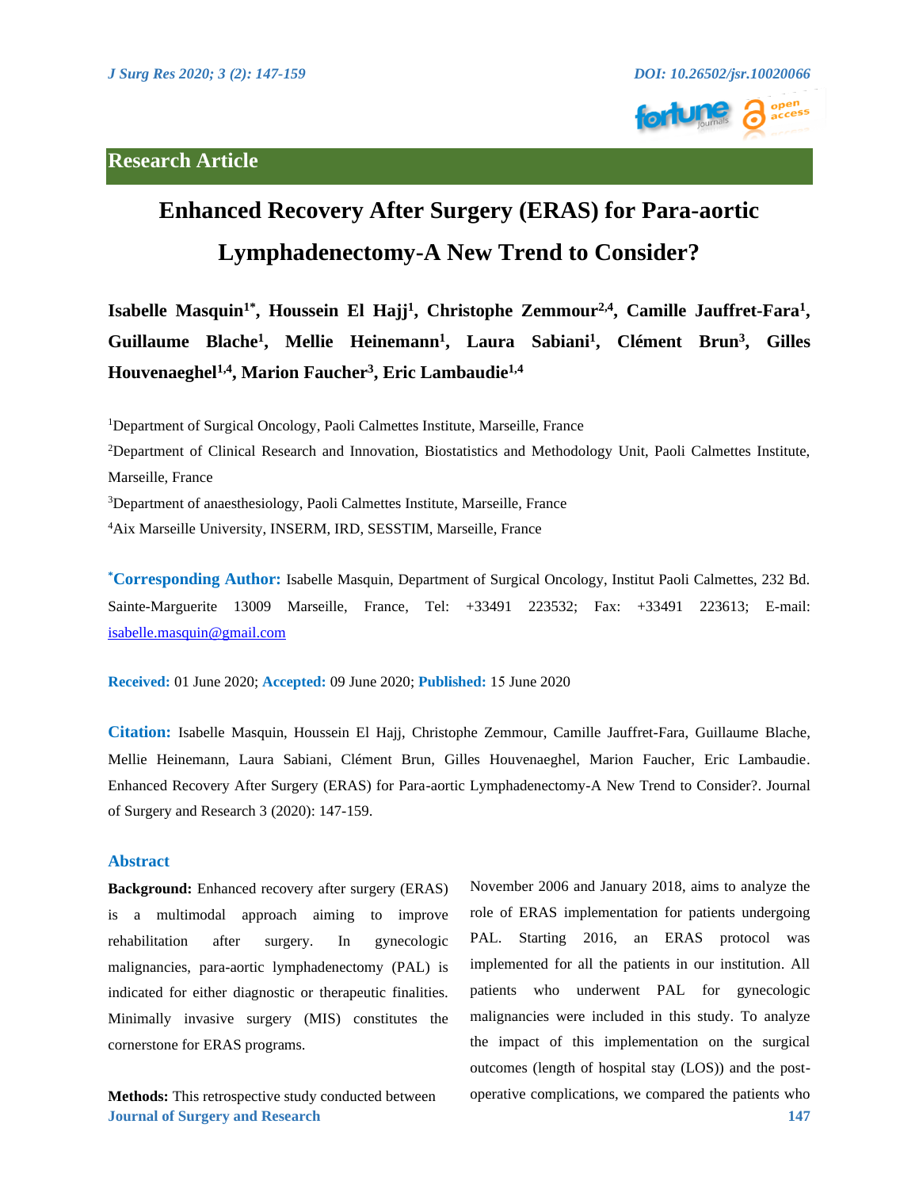Research Article

# Enhanced Recovery After Surgery (ERAS) for Para-aortic Lymphadenectomy-A New Trend to Consider?

**Isabelle Masquin[1*], Houssein El Hajj[1], Christophe Zemmour[2,4], Camille Jauffret-Fara[1], Guillaume Blache[1], Mellie Heinemann[1], Laura Sabiani[1], Clément Brun[3], Gilles Houvenaeghel[1,4], Marion Faucher[3], Eric Lambaudie[1,4]**

[1]Department of Surgical Oncology, Paoli Calmettes Institute, Marseille, France

[2]Department of Clinical Research and Innovation, Biostatistics and Methodology Unit, Paoli Calmettes Institute, Marseille, France

[3]Department of anaesthesiology, Paoli Calmettes Institute, Marseille, France

[4]Aix Marseille University, INSERM, IRD, SESSTIM, Marseille, France

**[*]Corresponding Author:** Isabelle Masquin, Department of Surgical Oncology, Institut Paoli Calmettes, 232 Bd. Sainte-Marguerite 13009 Marseille, France, Tel: +33491 223532; Fax: +33491 223613; E-mail: isabelle.masquin@gmail.com

**Received:** 01 June 2020; **Accepted:** 09 June 2020; **Published:** 15 June 2020

**Citation:** Isabelle Masquin, Houssein El Hajj, Christophe Zemmour, Camille Jauffret-Fara, Guillaume Blache, Mellie Heinemann, Laura Sabiani, Clément Brun, Gilles Houvenaeghel, Marion Faucher, Eric Lambaudie. Enhanced Recovery After Surgery (ERAS) for Para-aortic Lymphadenectomy-A New Trend to Consider?. Journal of Surgery and Research 3 (2020): 147-159.

## Abstract

**Background:** Enhanced recovery after surgery (ERAS) is a multimodal approach aiming to improve rehabilitation after surgery. In gynecologic malignancies, para-aortic lymphadenectomy (PAL) is indicated for either diagnostic or therapeutic finalities. Minimally invasive surgery (MIS) constitutes the cornerstone for ERAS programs.

**Methods:** This retrospective study conducted between November 2006 and January 2018, aims to analyze the role of ERAS implementation for patients undergoing PAL. Starting 2016, an ERAS protocol was implemented for all the patients in our institution. All patients who underwent PAL for gynecologic malignancies were included in this study. To analyze the impact of this implementation on the surgical outcomes (length of hospital stay (LOS)) and the post-operative complications, we compared the patients who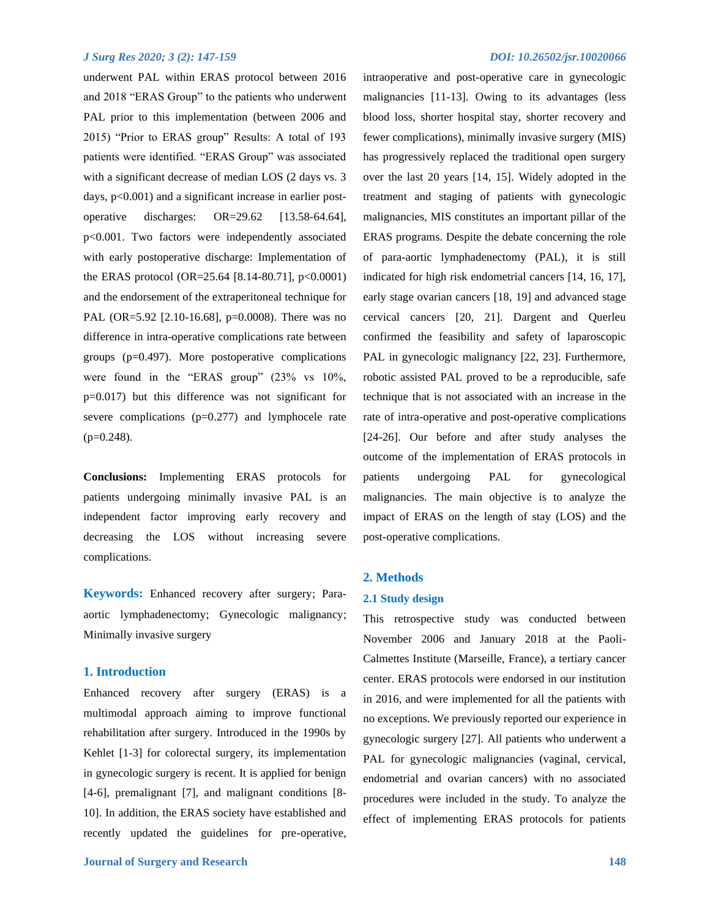underwent PAL within ERAS protocol between 2016 and 2018 “ERAS Group” to the patients who underwent PAL prior to this implementation (between 2006 and 2015) “Prior to ERAS group” Results: A total of 193 patients were identified. “ERAS Group” was associated with a significant decrease of median LOS (2 days vs. 3 days, $p<0.001$) and a significant increase in earlier post-operative discharges: OR=29.62 [13.58-64.64], $p<0.001$. Two factors were independently associated with early postoperative discharge: Implementation of the ERAS protocol (OR=25.64 [8.14-80.71], $p<0.0001$) and the endorsement of the extraperitoneal technique for PAL (OR=5.92 [2.10-16.68], $p=0.0008$). There was no difference in intra-operative complications rate between groups ($p=0.497$). More postoperative complications were found in the “ERAS group” (23% vs 10%, $p=0.017$) but this difference was not significant for severe complications ($p=0.277$) and lymphocele rate ($p=0.248$).

**Conclusions:** Implementing ERAS protocols for patients undergoing minimally invasive PAL is an independent factor improving early recovery and decreasing the LOS without increasing severe complications.

**Keywords:** Enhanced recovery after surgery; Para-aortic lymphadenectomy; Gynecologic malignancy; Minimally invasive surgery

## 1. Introduction

Enhanced recovery after surgery (ERAS) is a multimodal approach aiming to improve functional rehabilitation after surgery. Introduced in the 1990s by Kehlet [1-3] for colorectal surgery, its implementation in gynecologic surgery is recent. It is applied for benign [4-6], premalignant [7], and malignant conditions [8-10]. In addition, the ERAS society have established and recently updated the guidelines for pre-operative, intraoperative and post-operative care in gynecologic malignancies [11-13]. Owing to its advantages (less blood loss, shorter hospital stay, shorter recovery and fewer complications), minimally invasive surgery (MIS) has progressively replaced the traditional open surgery over the last 20 years [14, 15]. Widely adopted in the treatment and staging of patients with gynecologic malignancies, MIS constitutes an important pillar of the ERAS programs. Despite the debate concerning the role of para-aortic lymphadenectomy (PAL), it is still indicated for high risk endometrial cancers [14, 16, 17], early stage ovarian cancers [18, 19] and advanced stage cervical cancers [20, 21]. Dargent and Querleu confirmed the feasibility and safety of laparoscopic PAL in gynecologic malignancy [22, 23]. Furthermore, robotic assisted PAL proved to be a reproducible, safe technique that is not associated with an increase in the rate of intra-operative and post-operative complications [24-26]. Our before and after study analyses the outcome of the implementation of ERAS protocols in patients undergoing PAL for gynecological malignancies. The main objective is to analyze the impact of ERAS on the length of stay (LOS) and the post-operative complications.

## 2. Methods

### 2.1 Study design

This retrospective study was conducted between November 2006 and January 2018 at the Paoli-Calmettes Institute (Marseille, France), a tertiary cancer center. ERAS protocols were endorsed in our institution in 2016, and were implemented for all the patients with no exceptions. We previously reported our experience in gynecologic surgery [27]. All patients who underwent a PAL for gynecologic malignancies (vaginal, cervical, endometrial and ovarian cancers) with no associated procedures were included in the study. To analyze the effect of implementing ERAS protocols for patients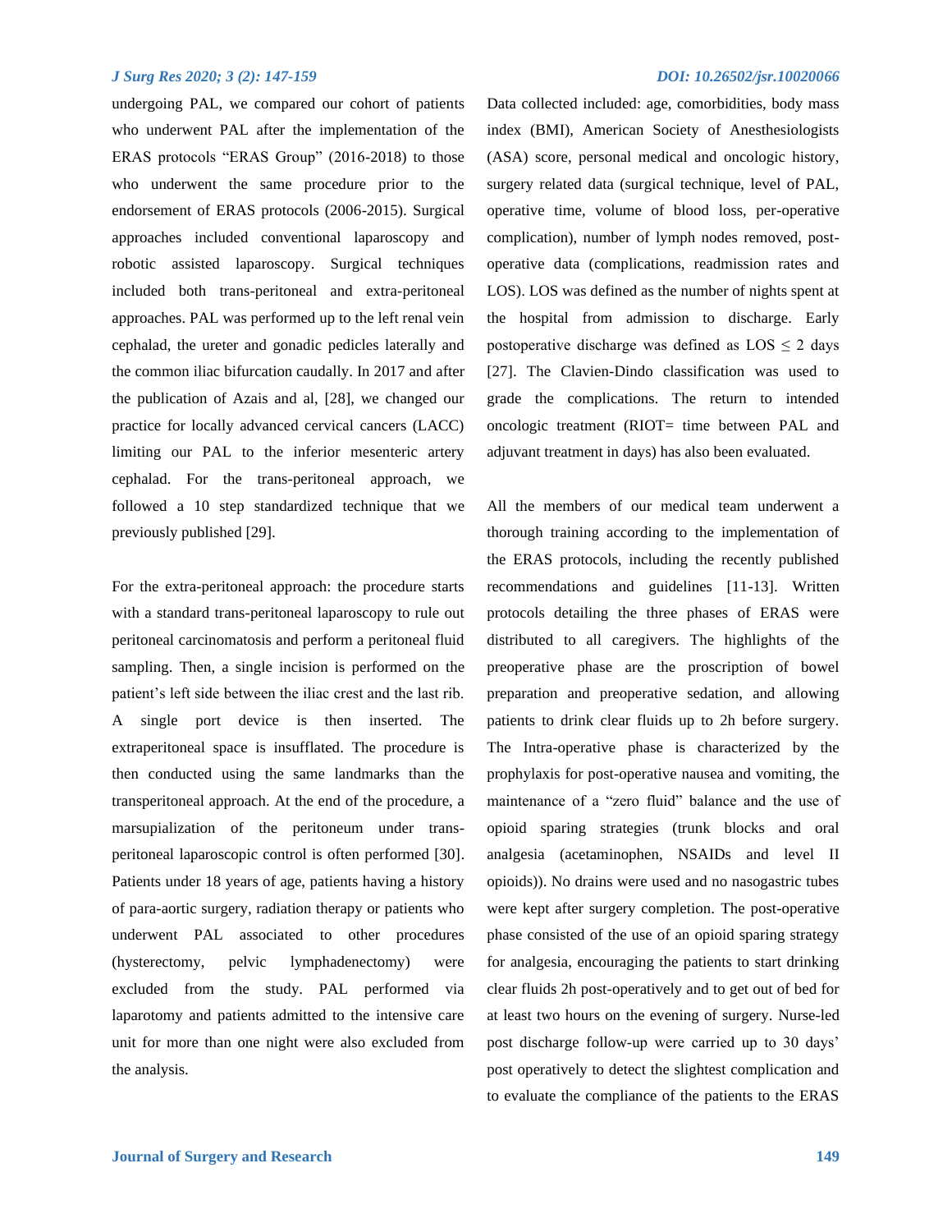undergoing PAL, we compared our cohort of patients who underwent PAL after the implementation of the ERAS protocols "ERAS Group" (2016-2018) to those who underwent the same procedure prior to the endorsement of ERAS protocols (2006-2015). Surgical approaches included conventional laparoscopy and robotic assisted laparoscopy. Surgical techniques included both trans-peritoneal and extra-peritoneal approaches. PAL was performed up to the left renal vein cephalad, the ureter and gonadic pedicles laterally and the common iliac bifurcation caudally. In 2017 and after the publication of Azais and al, [28], we changed our practice for locally advanced cervical cancers (LACC) limiting our PAL to the inferior mesenteric artery cephalad. For the trans-peritoneal approach, we followed a 10 step standardized technique that we previously published [29].

For the extra-peritoneal approach: the procedure starts with a standard trans-peritoneal laparoscopy to rule out peritoneal carcinomatosis and perform a peritoneal fluid sampling. Then, a single incision is performed on the patient's left side between the iliac crest and the last rib. A single port device is then inserted. The extraperitoneal space is insufflated. The procedure is then conducted using the same landmarks than the transperitoneal approach. At the end of the procedure, a marsupialization of the peritoneum under trans-peritoneal laparoscopic control is often performed [30]. Patients under 18 years of age, patients having a history of para-aortic surgery, radiation therapy or patients who underwent PAL associated to other procedures (hysterectomy, pelvic lymphadenectomy) were excluded from the study. PAL performed via laparotomy and patients admitted to the intensive care unit for more than one night were also excluded from the analysis.

Data collected included: age, comorbidities, body mass index (BMI), American Society of Anesthesiologists (ASA) score, personal medical and oncologic history, surgery related data (surgical technique, level of PAL, operative time, volume of blood loss, per-operative complication), number of lymph nodes removed, post-operative data (complications, readmission rates and LOS). LOS was defined as the number of nights spent at the hospital from admission to discharge. Early postoperative discharge was defined as LOS $\leq$ 2 days [27]. The Clavien-Dindo classification was used to grade the complications. The return to intended oncologic treatment (RIOT= time between PAL and adjuvant treatment in days) has also been evaluated.

All the members of our medical team underwent a thorough training according to the implementation of the ERAS protocols, including the recently published recommendations and guidelines [11-13]. Written protocols detailing the three phases of ERAS were distributed to all caregivers. The highlights of the preoperative phase are the proscription of bowel preparation and preoperative sedation, and allowing patients to drink clear fluids up to 2h before surgery. The Intra-operative phase is characterized by the prophylaxis for post-operative nausea and vomiting, the maintenance of a "zero fluid" balance and the use of opioid sparing strategies (trunk blocks and oral analgesia (acetaminophen, NSAIDs and level II opioids)). No drains were used and no nasogastric tubes were kept after surgery completion. The post-operative phase consisted of the use of an opioid sparing strategy for analgesia, encouraging the patients to start drinking clear fluids 2h post-operatively and to get out of bed for at least two hours on the evening of surgery. Nurse-led post discharge follow-up were carried up to 30 days' post operatively to detect the slightest complication and to evaluate the compliance of the patients to the ERAS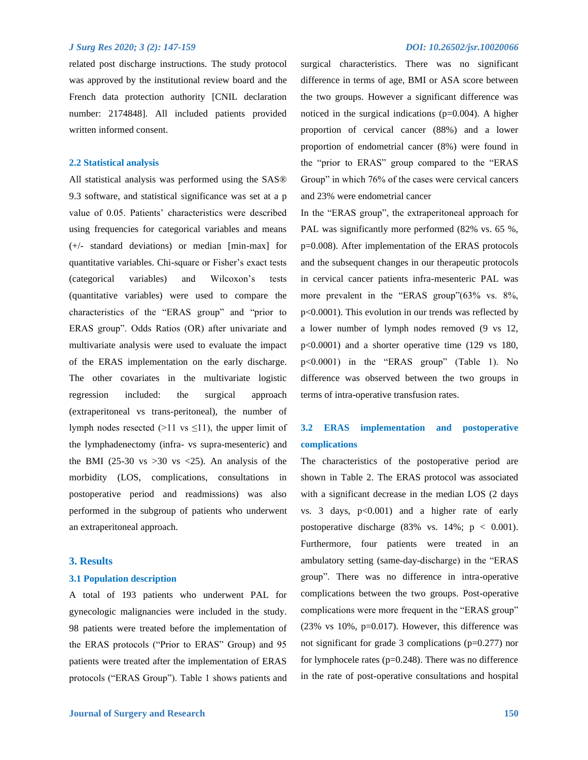related post discharge instructions. The study protocol was approved by the institutional review board and the French data protection authority [CNIL declaration number: 2174848]. All included patients provided written informed consent.

### 2.2 Statistical analysis

All statistical analysis was performed using the SAS® 9.3 software, and statistical significance was set at a p value of 0.05. Patients' characteristics were described using frequencies for categorical variables and means (+/- standard deviations) or median [min-max] for quantitative variables. Chi-square or Fisher's exact tests (categorical variables) and Wilcoxon's tests (quantitative variables) were used to compare the characteristics of the "ERAS group" and "prior to ERAS group". Odds Ratios (OR) after univariate and multivariate analysis were used to evaluate the impact of the ERAS implementation on the early discharge. The other covariates in the multivariate logistic regression included: the surgical approach (extraperitoneal vs trans-peritoneal), the number of lymph nodes resected (>11 vs ≤11), the upper limit of the lymphadenectomy (infra- vs supra-mesenteric) and the BMI (25-30 vs >30 vs <25). An analysis of the morbidity (LOS, complications, consultations in postoperative period and readmissions) was also performed in the subgroup of patients who underwent an extraperitoneal approach.

## 3. Results

### 3.1 Population description

A total of 193 patients who underwent PAL for gynecologic malignancies were included in the study. 98 patients were treated before the implementation of the ERAS protocols ("Prior to ERAS" Group) and 95 patients were treated after the implementation of ERAS protocols ("ERAS Group"). Table 1 shows patients and surgical characteristics. There was no significant difference in terms of age, BMI or ASA score between the two groups. However a significant difference was noticed in the surgical indications (p=0.004). A higher proportion of cervical cancer (88%) and a lower proportion of endometrial cancer (8%) were found in the "prior to ERAS" group compared to the "ERAS Group" in which 76% of the cases were cervical cancers and 23% were endometrial cancer

In the "ERAS group", the extraperitoneal approach for PAL was significantly more performed (82% vs. 65 %, p=0.008). After implementation of the ERAS protocols and the subsequent changes in our therapeutic protocols in cervical cancer patients infra-mesenteric PAL was more prevalent in the "ERAS group"(63% vs. 8%, p<0.0001). This evolution in our trends was reflected by a lower number of lymph nodes removed (9 vs 12, p<0.0001) and a shorter operative time (129 vs 180, p<0.0001) in the "ERAS group" (Table 1). No difference was observed between the two groups in terms of intra-operative transfusion rates.

### 3.2 ERAS implementation and postoperative complications

The characteristics of the postoperative period are shown in Table 2. The ERAS protocol was associated with a significant decrease in the median LOS (2 days vs. 3 days, p<0.001) and a higher rate of early postoperative discharge (83% vs. 14%; p < 0.001). Furthermore, four patients were treated in an ambulatory setting (same-day-discharge) in the "ERAS group". There was no difference in intra-operative complications between the two groups. Post-operative complications were more frequent in the "ERAS group" (23% vs 10%, p=0.017). However, this difference was not significant for grade 3 complications (p=0.277) nor for lymphocele rates (p=0.248). There was no difference in the rate of post-operative consultations and hospital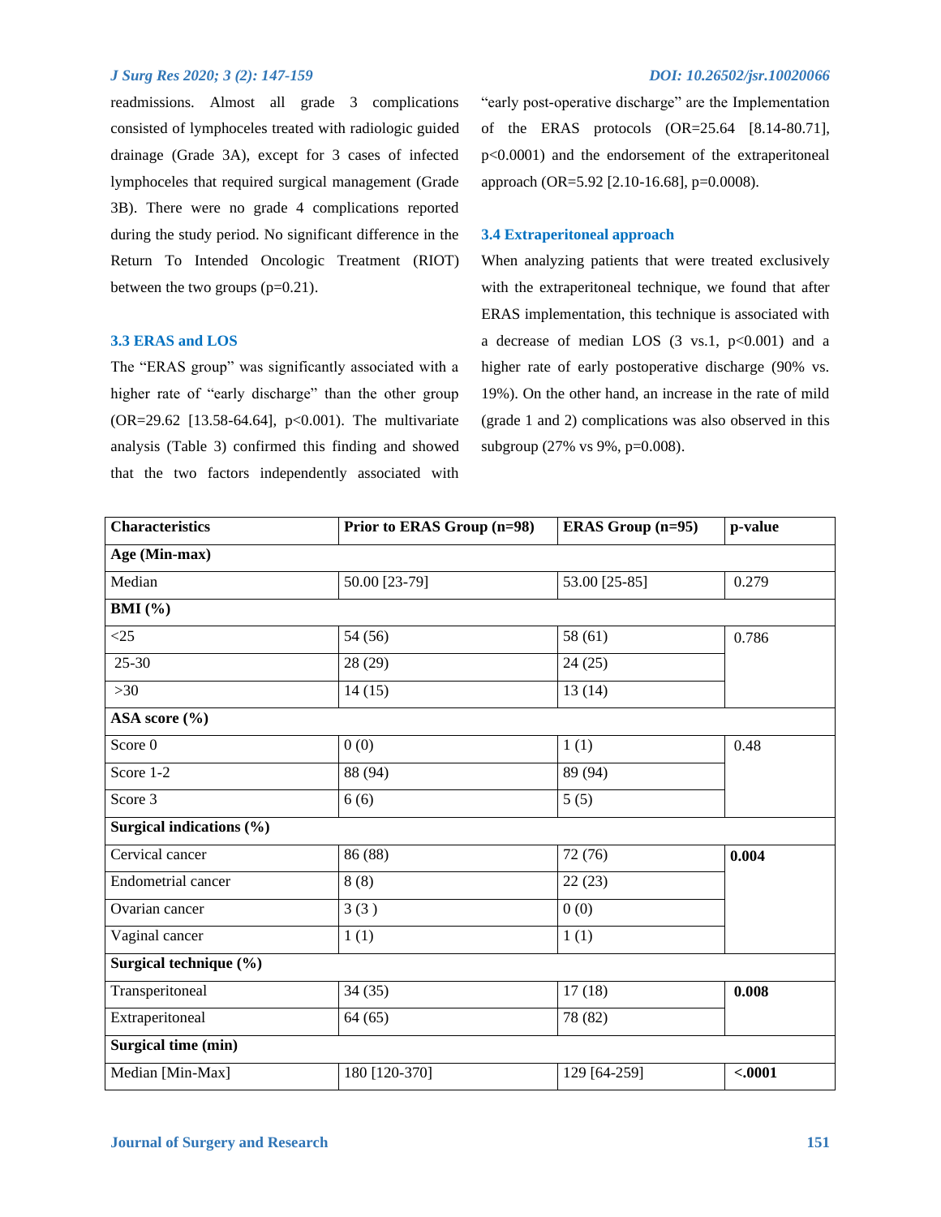readmissions. Almost all grade 3 complications consisted of lymphoceles treated with radiologic guided drainage (Grade 3A), except for 3 cases of infected lymphoceles that required surgical management (Grade 3B). There were no grade 4 complications reported during the study period. No significant difference in the Return To Intended Oncologic Treatment (RIOT) between the two groups (p=0.21).

### 3.3 ERAS and LOS

The "ERAS group" was significantly associated with a higher rate of "early discharge" than the other group (OR=29.62 [13.58-64.64], p<0.001). The multivariate analysis (Table 3) confirmed this finding and showed that the two factors independently associated with "early post-operative discharge" are the Implementation of the ERAS protocols (OR=25.64 [8.14-80.71], p<0.0001) and the endorsement of the extraperitoneal approach (OR=5.92 [2.10-16.68], p=0.0008).

### 3.4 Extraperitoneal approach

When analyzing patients that were treated exclusively with the extraperitoneal technique, we found that after ERAS implementation, this technique is associated with a decrease of median LOS (3 vs.1, p<0.001) and a higher rate of early postoperative discharge (90% vs. 19%). On the other hand, an increase in the rate of mild (grade 1 and 2) complications was also observed in this subgroup (27% vs 9%, p=0.008).

| Characteristics | Prior to ERAS Group (n=98) | ERAS Group (n=95) | p-value |
|---|---|---|---|
| **Age (Min-max)** | | | |
| Median | 50.00 [23-79] | 53.00 [25-85] | 0.279 |
| **BMI (%)** | | | |
| <25 | 54 (56) | 58 (61) | 0.786 |
| 25-30 | 28 (29) | 24 (25) | |
| >30 | 14 (15) | 13 (14) | |
| **ASA score (%)** | | | |
| Score 0 | 0 (0) | 1 (1) | 0.48 |
| Score 1-2 | 88 (94) | 89 (94) | |
| Score 3 | 6 (6) | 5 (5) | |
| **Surgical indications (%)** | | | |
| Cervical cancer | 86 (88) | 72 (76) | **0.004** |
| Endometrial cancer | 8 (8) | 22 (23) | |
| Ovarian cancer | 3 (3 ) | 0 (0) | |
| Vaginal cancer | 1 (1) | 1 (1) | |
| **Surgical technique (%)** | | | |
| Transperitoneal | 34 (35) | 17 (18) | **0.008** |
| Extraperitoneal | 64 (65) | 78 (82) | |
| **Surgical time (min)** | | | |
| Median [Min-Max] | 180 [120-370] | 129 [64-259] | **<.0001** |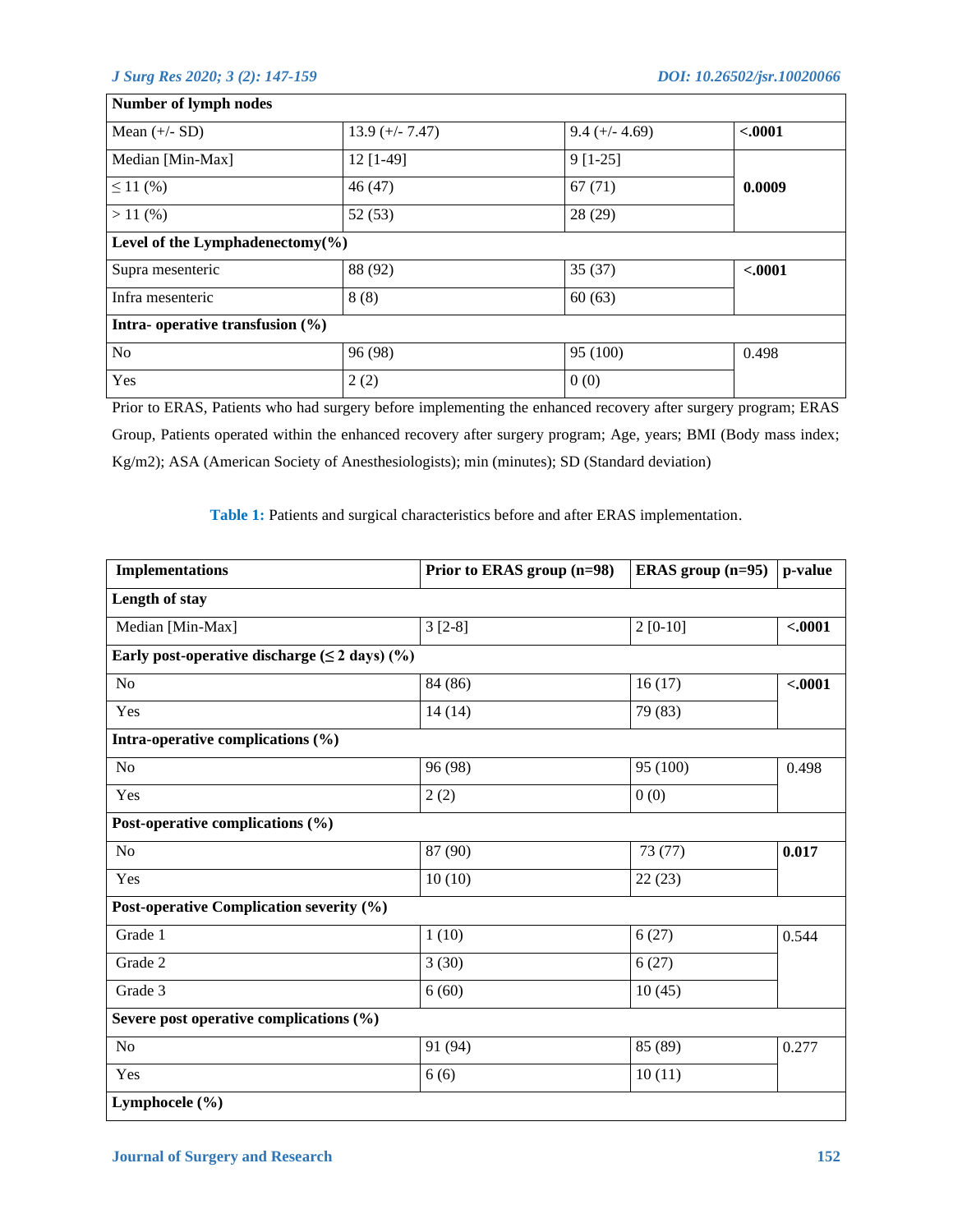| Number of lymph nodes | | | |
|---|---|---|---|
| Mean (+/- SD) | 13.9 (+/- 7.47) | 9.4 (+/- 4.69) | **<.0001** |
| Median [Min-Max] | 12 [1-49] | 9 [1-25] | **0.0009** |
| ≤ 11 (%) | 46 (47) | 67 (71) | |
| > 11 (%) | 52 (53) | 28 (29) | |
| **Level of the Lymphadenectomy(%)** | | | |
| Supra mesenteric | 88 (92) | 35 (37) | **<.0001** |
| Infra mesenteric | 8 (8) | 60 (63) | |
| **Intra- operative transfusion (%)** | | | |
| No | 96 (98) | 95 (100) | 0.498 |
| Yes | 2 (2) | 0 (0) | |

Prior to ERAS, Patients who had surgery before implementing the enhanced recovery after surgery program; ERAS Group, Patients operated within the enhanced recovery after surgery program; Age, years; BMI (Body mass index; Kg/m2); ASA (American Society of Anesthesiologists); min (minutes); SD (Standard deviation)

**Table 1:** Patients and surgical characteristics before and after ERAS implementation.

| Implementations | Prior to ERAS group (n=98) | ERAS group (n=95) | p-value |
|---|---|---|---|
| **Length of stay** | | | |
| Median [Min-Max] | 3 [2-8] | 2 [0-10] | **<.0001** |
| **Early post-operative discharge (≤ 2 days) (%)** | | | |
| No | 84 (86) | 16 (17) | **<.0001** |
| Yes | 14 (14) | 79 (83) | |
| **Intra-operative complications (%)** | | | |
| No | 96 (98) | 95 (100) | 0.498 |
| Yes | 2 (2) | 0 (0) | |
| **Post-operative complications (%)** | | | |
| No | 87 (90) | 73 (77) | **0.017** |
| Yes | 10 (10) | 22 (23) | |
| **Post-operative Complication severity (%)** | | | |
| Grade 1 | 1 (10) | 6 (27) | 0.544 |
| Grade 2 | 3 (30) | 6 (27) | |
| Grade 3 | 6 (60) | 10 (45) | |
| **Severe post operative complications (%)** | | | |
| No | 91 (94) | 85 (89) | 0.277 |
| Yes | 6 (6) | 10 (11) | |
| **Lymphocele (%)** | | | |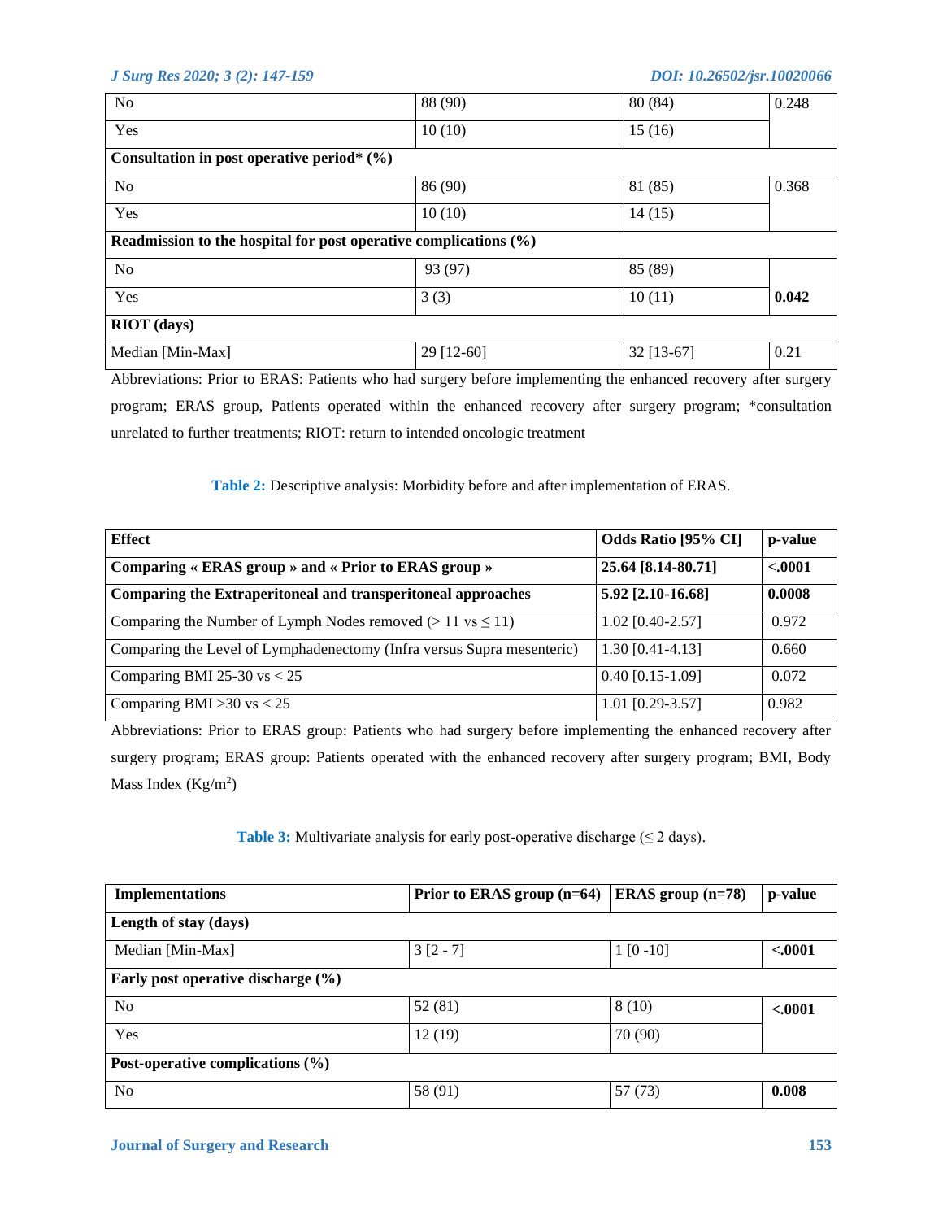| | | | |
|---|---|---|---|
| No | 88 (90) | 80 (84) | 0.248 |
| Yes | 10 (10) | 15 (16) | |
| **Consultation in post operative period* (%)** | | | |
| No | 86 (90) | 81 (85) | 0.368 |
| Yes | 10 (10) | 14 (15) | |
| **Readmission to the hospital for post operative complications (%)** | | | |
| No | 93 (97) | 85 (89) | |
| Yes | 3 (3) | 10 (11) | **0.042** |
| **RIOT (days)** | | | |
| Median [Min-Max] | 29 [12-60] | 32 [13-67] | 0.21 |

Abbreviations: Prior to ERAS: Patients who had surgery before implementing the enhanced recovery after surgery program; ERAS group, Patients operated within the enhanced recovery after surgery program; *consultation unrelated to further treatments; RIOT: return to intended oncologic treatment

**Table 2:** Descriptive analysis: Morbidity before and after implementation of ERAS.

| Effect | Odds Ratio [95% CI] | p-value |
|---|---|---|
| **Comparing « ERAS group » and « Prior to ERAS group »** | **25.64 [8.14-80.71]** | **<.0001** |
| **Comparing the Extraperitoneal and transperitoneal approaches** | **5.92 [2.10-16.68]** | **0.0008** |
| Comparing the Number of Lymph Nodes removed (> 11 vs ≤ 11) | 1.02 [0.40-2.57] | 0.972 |
| Comparing the Level of Lymphadenectomy (Infra versus Supra mesenteric) | 1.30 [0.41-4.13] | 0.660 |
| Comparing BMI 25-30 vs < 25 | 0.40 [0.15-1.09] | 0.072 |
| Comparing BMI >30 vs < 25 | 1.01 [0.29-3.57] | 0.982 |

Abbreviations: Prior to ERAS group: Patients who had surgery before implementing the enhanced recovery after surgery program; ERAS group: Patients operated with the enhanced recovery after surgery program; BMI, Body Mass Index (Kg/m$^2$)

**Table 3:** Multivariate analysis for early post-operative discharge (≤ 2 days).

| Implementations | Prior to ERAS group (n=64) | ERAS group (n=78) | p-value |
|---|---|---|---|
| **Length of stay (days)** | | | |
| Median [Min-Max] | 3 [2 - 7] | 1 [0 -10] | **<.0001** |
| **Early post operative discharge (%)** | | | |
| No | 52 (81) | 8 (10) | **<.0001** |
| Yes | 12 (19) | 70 (90) | |
| **Post-operative complications (%)** | | | |
| No | 58 (91) | 57 (73) | **0.008** |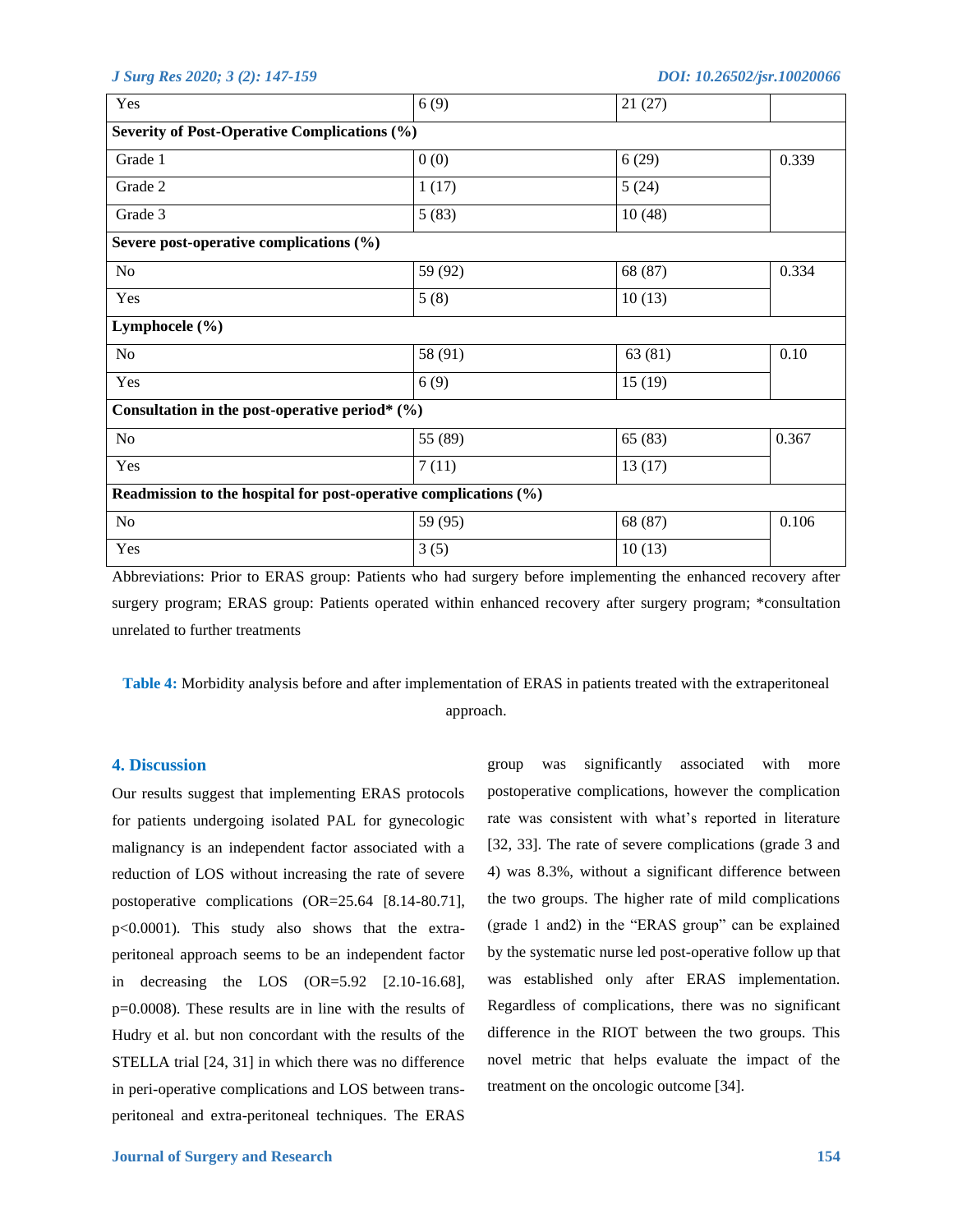| | | | |
|---|---|---|---|
| Yes | 6 (9) | 21 (27) | |
| **Severity of Post-Operative Complications (%)** | | | |
| Grade 1 | 0 (0) | 6 (29) | 0.339 |
| Grade 2 | 1 (17) | 5 (24) | |
| Grade 3 | 5 (83) | 10 (48) | |
| **Severe post-operative complications (%)** | | | |
| No | 59 (92) | 68 (87) | 0.334 |
| Yes | 5 (8) | 10 (13) | |
| **Lymphocele (%)** | | | |
| No | 58 (91) | 63 (81) | 0.10 |
| Yes | 6 (9) | 15 (19) | |
| **Consultation in the post-operative period* (%)** | | | |
| No | 55 (89) | 65 (83) | 0.367 |
| Yes | 7 (11) | 13 (17) | |
| **Readmission to the hospital for post-operative complications (%)** | | | |
| No | 59 (95) | 68 (87) | 0.106 |
| Yes | 3 (5) | 10 (13) | |

Abbreviations: Prior to ERAS group: Patients who had surgery before implementing the enhanced recovery after surgery program; ERAS group: Patients operated within enhanced recovery after surgery program; *consultation unrelated to further treatments

**Table 4:** Morbidity analysis before and after implementation of ERAS in patients treated with the extraperitoneal approach.

## 4. Discussion

Our results suggest that implementing ERAS protocols for patients undergoing isolated PAL for gynecologic malignancy is an independent factor associated with a reduction of LOS without increasing the rate of severe postoperative complications (OR=25.64 [8.14-80.71], p<0.0001). This study also shows that the extra-peritoneal approach seems to be an independent factor in decreasing the LOS (OR=5.92 [2.10-16.68], p=0.0008). These results are in line with the results of Hudry et al. but non concordant with the results of the STELLA trial [24, 31] in which there was no difference in peri-operative complications and LOS between trans-peritoneal and extra-peritoneal techniques. The ERAS group was significantly associated with more postoperative complications, however the complication rate was consistent with what's reported in literature [32, 33]. The rate of severe complications (grade 3 and 4) was 8.3%, without a significant difference between the two groups. The higher rate of mild complications (grade 1 and2) in the "ERAS group" can be explained by the systematic nurse led post-operative follow up that was established only after ERAS implementation. Regardless of complications, there was no significant difference in the RIOT between the two groups. This novel metric that helps evaluate the impact of the treatment on the oncologic outcome [34].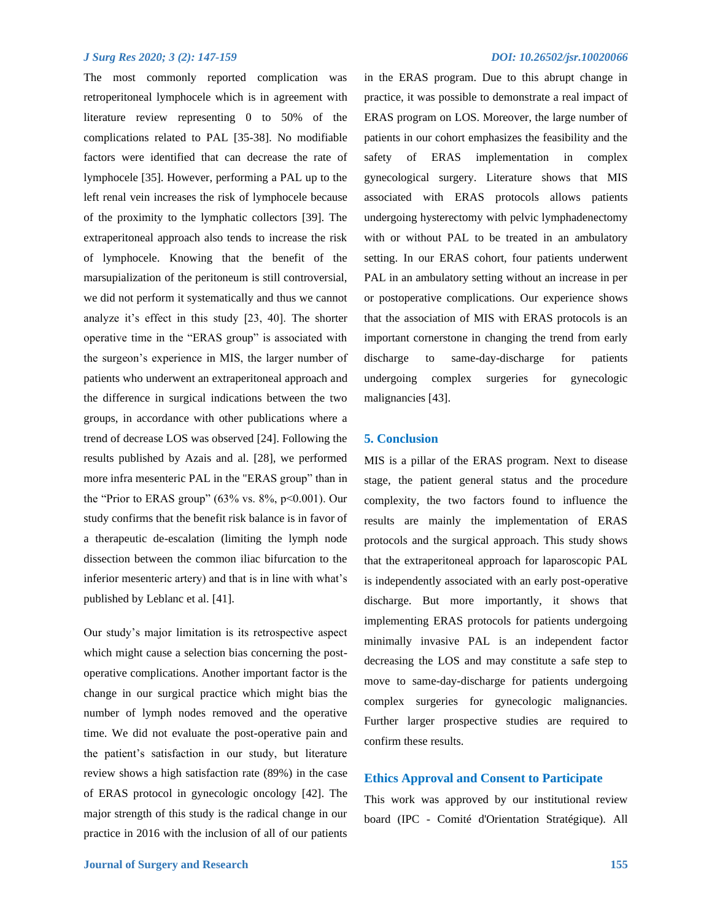The most commonly reported complication was retroperitoneal lymphocele which is in agreement with literature review representing 0 to 50% of the complications related to PAL [35-38]. No modifiable factors were identified that can decrease the rate of lymphocele [35]. However, performing a PAL up to the left renal vein increases the risk of lymphocele because of the proximity to the lymphatic collectors [39]. The extraperitoneal approach also tends to increase the risk of lymphocele. Knowing that the benefit of the marsupialization of the peritoneum is still controversial, we did not perform it systematically and thus we cannot analyze it's effect in this study [23, 40]. The shorter operative time in the "ERAS group" is associated with the surgeon's experience in MIS, the larger number of patients who underwent an extraperitoneal approach and the difference in surgical indications between the two groups, in accordance with other publications where a trend of decrease LOS was observed [24]. Following the results published by Azais and al. [28], we performed more infra mesenteric PAL in the "ERAS group" than in the "Prior to ERAS group" (63% vs. 8%, $p<0.001$). Our study confirms that the benefit risk balance is in favor of a therapeutic de-escalation (limiting the lymph node dissection between the common iliac bifurcation to the inferior mesenteric artery) and that is in line with what's published by Leblanc et al. [41].

Our study's major limitation is its retrospective aspect which might cause a selection bias concerning the post-operative complications. Another important factor is the change in our surgical practice which might bias the number of lymph nodes removed and the operative time. We did not evaluate the post-operative pain and the patient's satisfaction in our study, but literature review shows a high satisfaction rate (89%) in the case of ERAS protocol in gynecologic oncology [42]. The major strength of this study is the radical change in our practice in 2016 with the inclusion of all of our patients in the ERAS program. Due to this abrupt change in practice, it was possible to demonstrate a real impact of ERAS program on LOS. Moreover, the large number of patients in our cohort emphasizes the feasibility and the safety of ERAS implementation in complex gynecological surgery. Literature shows that MIS associated with ERAS protocols allows patients undergoing hysterectomy with pelvic lymphadenectomy with or without PAL to be treated in an ambulatory setting. In our ERAS cohort, four patients underwent PAL in an ambulatory setting without an increase in per or postoperative complications. Our experience shows that the association of MIS with ERAS protocols is an important cornerstone in changing the trend from early discharge to same-day-discharge for patients undergoing complex surgeries for gynecologic malignancies [43].

## 5. Conclusion

MIS is a pillar of the ERAS program. Next to disease stage, the patient general status and the procedure complexity, the two factors found to influence the results are mainly the implementation of ERAS protocols and the surgical approach. This study shows that the extraperitoneal approach for laparoscopic PAL is independently associated with an early post-operative discharge. But more importantly, it shows that implementing ERAS protocols for patients undergoing minimally invasive PAL is an independent factor decreasing the LOS and may constitute a safe step to move to same-day-discharge for patients undergoing complex surgeries for gynecologic malignancies. Further larger prospective studies are required to confirm these results.

## Ethics Approval and Consent to Participate

This work was approved by our institutional review board (IPC - Comité d'Orientation Stratégique). All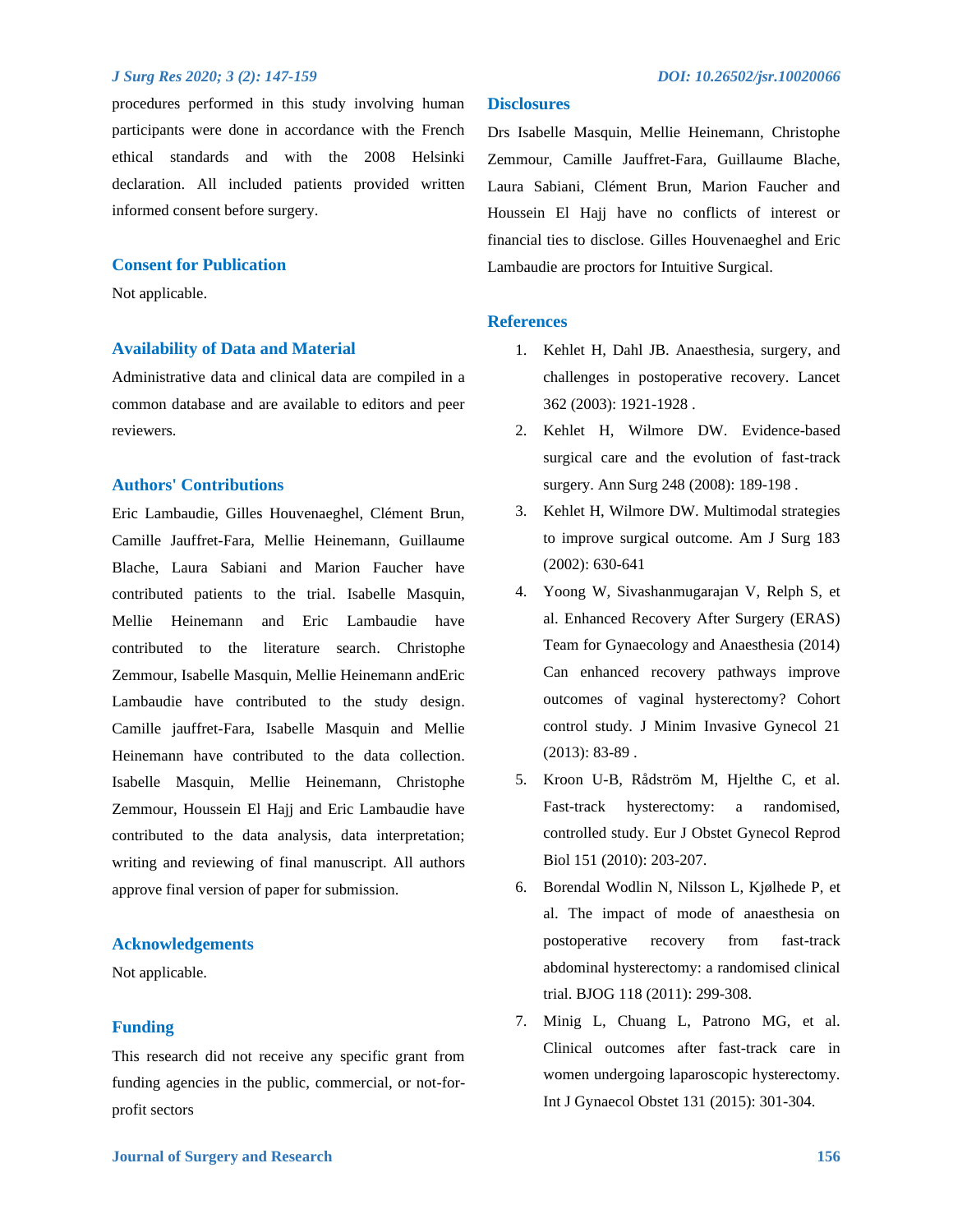procedures performed in this study involving human participants were done in accordance with the French ethical standards and with the 2008 Helsinki declaration. All included patients provided written informed consent before surgery.

## Consent for Publication

Not applicable.

## Availability of Data and Material

Administrative data and clinical data are compiled in a common database and are available to editors and peer reviewers.

## Authors' Contributions

Eric Lambaudie, Gilles Houvenaeghel, Clément Brun, Camille Jauffret-Fara, Mellie Heinemann, Guillaume Blache, Laura Sabiani and Marion Faucher have contributed patients to the trial. Isabelle Masquin, Mellie Heinemann and Eric Lambaudie have contributed to the literature search. Christophe Zemmour, Isabelle Masquin, Mellie Heinemann andEric Lambaudie have contributed to the study design. Camille jauffret-Fara, Isabelle Masquin and Mellie Heinemann have contributed to the data collection. Isabelle Masquin, Mellie Heinemann, Christophe Zemmour, Houssein El Hajj and Eric Lambaudie have contributed to the data analysis, data interpretation; writing and reviewing of final manuscript. All authors approve final version of paper for submission.

## Acknowledgements

Not applicable.

## Funding

This research did not receive any specific grant from funding agencies in the public, commercial, or not-for-profit sectors

## Disclosures

Drs Isabelle Masquin, Mellie Heinemann, Christophe Zemmour, Camille Jauffret-Fara, Guillaume Blache, Laura Sabiani, Clément Brun, Marion Faucher and Houssein El Hajj have no conflicts of interest or financial ties to disclose. Gilles Houvenaeghel and Eric Lambaudie are proctors for Intuitive Surgical.

## References

1. Kehlet H, Dahl JB. Anaesthesia, surgery, and challenges in postoperative recovery. Lancet 362 (2003): 1921-1928 .
2. Kehlet H, Wilmore DW. Evidence-based surgical care and the evolution of fast-track surgery. Ann Surg 248 (2008): 189-198 .
3. Kehlet H, Wilmore DW. Multimodal strategies to improve surgical outcome. Am J Surg 183 (2002): 630-641
4. Yoong W, Sivashanmugarajan V, Relph S, et al. Enhanced Recovery After Surgery (ERAS) Team for Gynaecology and Anaesthesia (2014) Can enhanced recovery pathways improve outcomes of vaginal hysterectomy? Cohort control study. J Minim Invasive Gynecol 21 (2013): 83-89 .
5. Kroon U-B, Rådström M, Hjelthe C, et al. Fast-track hysterectomy: a randomised, controlled study. Eur J Obstet Gynecol Reprod Biol 151 (2010): 203-207.
6. Borendal Wodlin N, Nilsson L, Kjølhede P, et al. The impact of mode of anaesthesia on postoperative recovery from fast-track abdominal hysterectomy: a randomised clinical trial. BJOG 118 (2011): 299-308.
7. Minig L, Chuang L, Patrono MG, et al. Clinical outcomes after fast-track care in women undergoing laparoscopic hysterectomy. Int J Gynaecol Obstet 131 (2015): 301-304.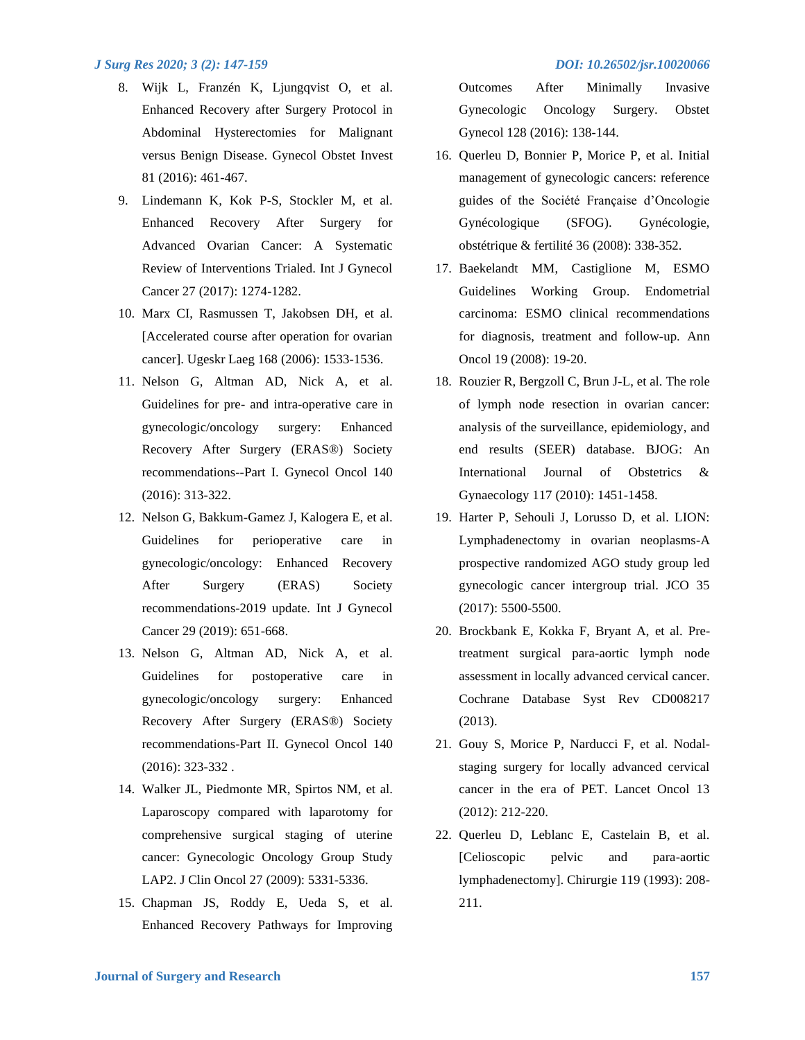8. Wijk L, Franzén K, Ljungqvist O, et al. Enhanced Recovery after Surgery Protocol in Abdominal Hysterectomies for Malignant versus Benign Disease. Gynecol Obstet Invest 81 (2016): 461-467.
9. Lindemann K, Kok P-S, Stockler M, et al. Enhanced Recovery After Surgery for Advanced Ovarian Cancer: A Systematic Review of Interventions Trialed. Int J Gynecol Cancer 27 (2017): 1274-1282.
10. Marx CI, Rasmussen T, Jakobsen DH, et al. [Accelerated course after operation for ovarian cancer]. Ugeskr Laeg 168 (2006): 1533-1536.
11. Nelson G, Altman AD, Nick A, et al. Guidelines for pre- and intra-operative care in gynecologic/oncology surgery: Enhanced Recovery After Surgery (ERAS®) Society recommendations--Part I. Gynecol Oncol 140 (2016): 313-322.
12. Nelson G, Bakkum-Gamez J, Kalogera E, et al. Guidelines for perioperative care in gynecologic/oncology: Enhanced Recovery After Surgery (ERAS) Society recommendations-2019 update. Int J Gynecol Cancer 29 (2019): 651-668.
13. Nelson G, Altman AD, Nick A, et al. Guidelines for postoperative care in gynecologic/oncology surgery: Enhanced Recovery After Surgery (ERAS®) Society recommendations-Part II. Gynecol Oncol 140 (2016): 323-332 .
14. Walker JL, Piedmonte MR, Spirtos NM, et al. Laparoscopy compared with laparotomy for comprehensive surgical staging of uterine cancer: Gynecologic Oncology Group Study LAP2. J Clin Oncol 27 (2009): 5331-5336.
15. Chapman JS, Roddy E, Ueda S, et al. Enhanced Recovery Pathways for Improving Outcomes After Minimally Invasive Gynecologic Oncology Surgery. Obstet Gynecol 128 (2016): 138-144.
16. Querleu D, Bonnier P, Morice P, et al. Initial management of gynecologic cancers: reference guides of the Société Française d'Oncologie Gynécologique (SFOG). Gynécologie, obstétrique & fertilité 36 (2008): 338-352.
17. Baekelandt MM, Castiglione M, ESMO Guidelines Working Group. Endometrial carcinoma: ESMO clinical recommendations for diagnosis, treatment and follow-up. Ann Oncol 19 (2008): 19-20.
18. Rouzier R, Bergzoll C, Brun J-L, et al. The role of lymph node resection in ovarian cancer: analysis of the surveillance, epidemiology, and end results (SEER) database. BJOG: An International Journal of Obstetrics & Gynaecology 117 (2010): 1451-1458.
19. Harter P, Sehouli J, Lorusso D, et al. LION: Lymphadenectomy in ovarian neoplasms-A prospective randomized AGO study group led gynecologic cancer intergroup trial. JCO 35 (2017): 5500-5500.
20. Brockbank E, Kokka F, Bryant A, et al. Pre-treatment surgical para-aortic lymph node assessment in locally advanced cervical cancer. Cochrane Database Syst Rev CD008217 (2013).
21. Gouy S, Morice P, Narducci F, et al. Nodal-staging surgery for locally advanced cervical cancer in the era of PET. Lancet Oncol 13 (2012): 212-220.
22. Querleu D, Leblanc E, Castelain B, et al. [Celioscopic pelvic and para-aortic lymphadenectomy]. Chirurgie 119 (1993): 208-211.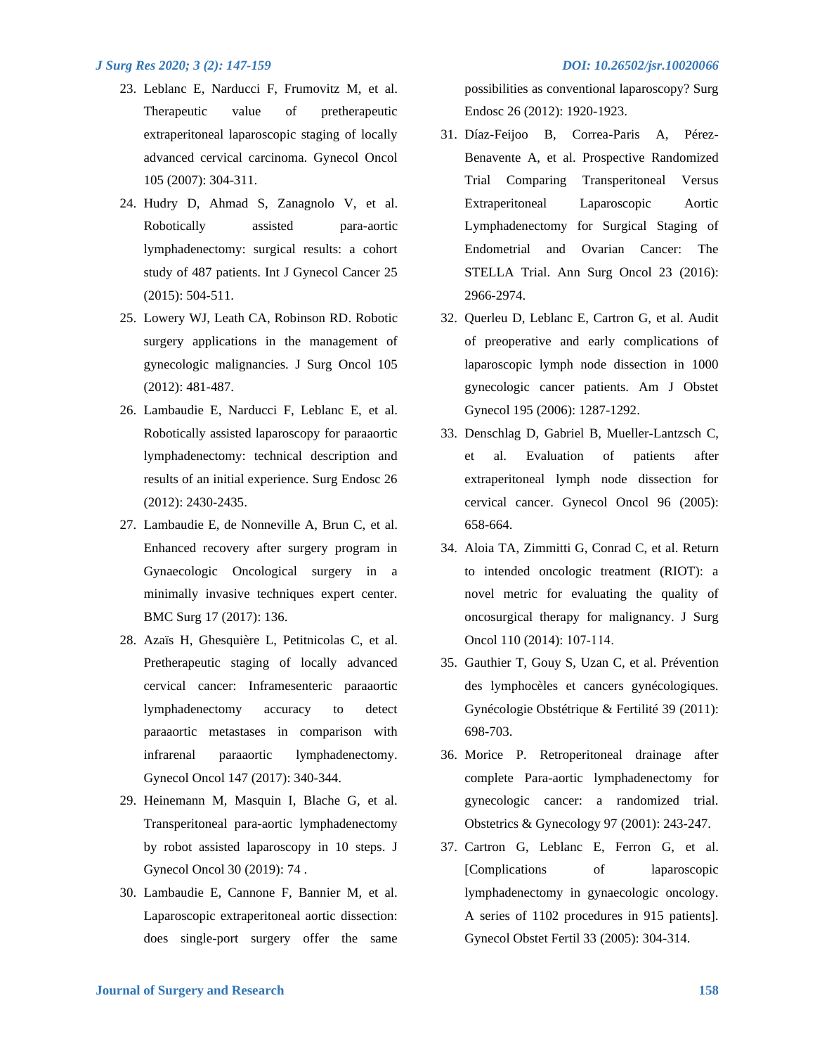23. Leblanc E, Narducci F, Frumovitz M, et al. Therapeutic value of pretherapeutic extraperitoneal laparoscopic staging of locally advanced cervical carcinoma. Gynecol Oncol 105 (2007): 304-311.
24. Hudry D, Ahmad S, Zanagnolo V, et al. Robotically assisted para-aortic lymphadenectomy: surgical results: a cohort study of 487 patients. Int J Gynecol Cancer 25 (2015): 504-511.
25. Lowery WJ, Leath CA, Robinson RD. Robotic surgery applications in the management of gynecologic malignancies. J Surg Oncol 105 (2012): 481-487.
26. Lambaudie E, Narducci F, Leblanc E, et al. Robotically assisted laparoscopy for paraaortic lymphadenectomy: technical description and results of an initial experience. Surg Endosc 26 (2012): 2430-2435.
27. Lambaudie E, de Nonneville A, Brun C, et al. Enhanced recovery after surgery program in Gynaecologic Oncological surgery in a minimally invasive techniques expert center. BMC Surg 17 (2017): 136.
28. Azaïs H, Ghesquière L, Petitnicolas C, et al. Pretherapeutic staging of locally advanced cervical cancer: Inframesenteric paraaortic lymphadenectomy accuracy to detect paraaortic metastases in comparison with infrarenal paraaortic lymphadenectomy. Gynecol Oncol 147 (2017): 340-344.
29. Heinemann M, Masquin I, Blache G, et al. Transperitoneal para-aortic lymphadenectomy by robot assisted laparoscopy in 10 steps. J Gynecol Oncol 30 (2019): 74 .
30. Lambaudie E, Cannone F, Bannier M, et al. Laparoscopic extraperitoneal aortic dissection: does single-port surgery offer the same possibilities as conventional laparoscopy? Surg Endosc 26 (2012): 1920-1923.
31. Díaz-Feijoo B, Correa-Paris A, Pérez-Benavente A, et al. Prospective Randomized Trial Comparing Transperitoneal Versus Extraperitoneal Laparoscopic Aortic Lymphadenectomy for Surgical Staging of Endometrial and Ovarian Cancer: The STELLA Trial. Ann Surg Oncol 23 (2016): 2966-2974.
32. Querleu D, Leblanc E, Cartron G, et al. Audit of preoperative and early complications of laparoscopic lymph node dissection in 1000 gynecologic cancer patients. Am J Obstet Gynecol 195 (2006): 1287-1292.
33. Denschlag D, Gabriel B, Mueller-Lantzsch C, et al. Evaluation of patients after extraperitoneal lymph node dissection for cervical cancer. Gynecol Oncol 96 (2005): 658-664.
34. Aloia TA, Zimmitti G, Conrad C, et al. Return to intended oncologic treatment (RIOT): a novel metric for evaluating the quality of oncosurgical therapy for malignancy. J Surg Oncol 110 (2014): 107-114.
35. Gauthier T, Gouy S, Uzan C, et al. Prévention des lymphocèles et cancers gynécologiques. Gynécologie Obstétrique & Fertilité 39 (2011): 698-703.
36. Morice P. Retroperitoneal drainage after complete Para-aortic lymphadenectomy for gynecologic cancer: a randomized trial. Obstetrics & Gynecology 97 (2001): 243-247.
37. Cartron G, Leblanc E, Ferron G, et al. [Complications of laparoscopic lymphadenectomy in gynaecologic oncology. A series of 1102 procedures in 915 patients]. Gynecol Obstet Fertil 33 (2005): 304-314.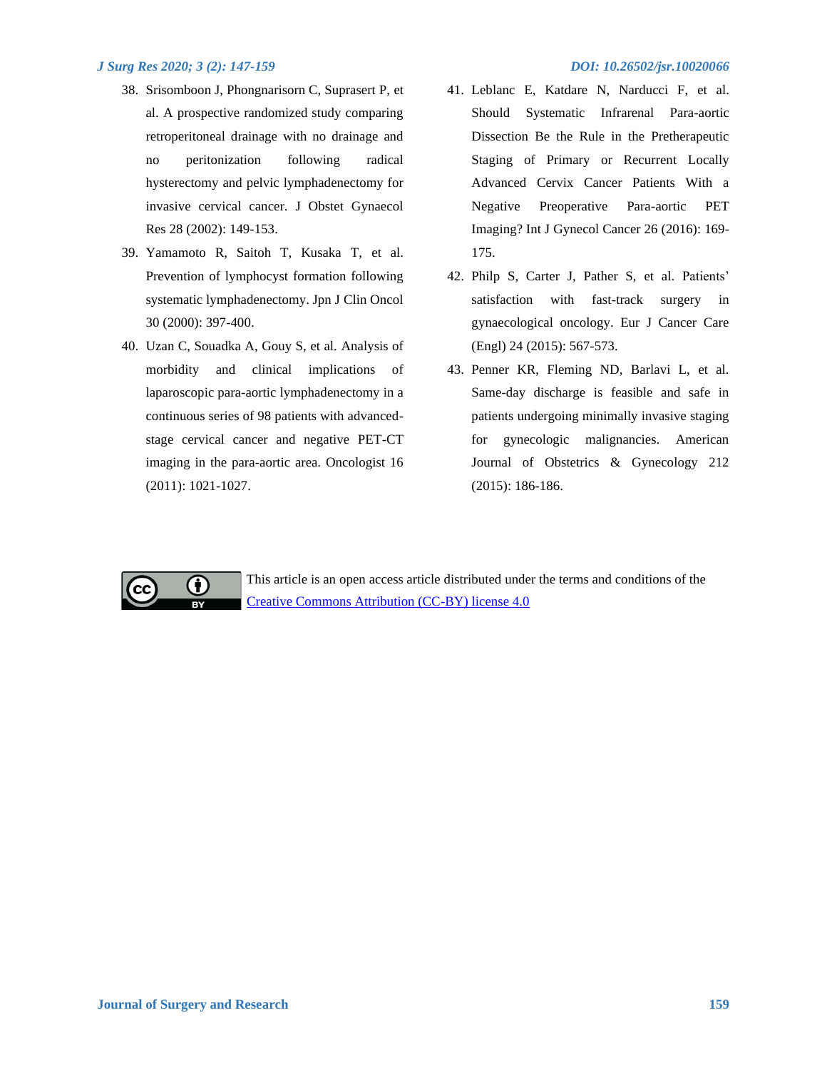38. Srisomboon J, Phongnarisorn C, Suprasert P, et al. A prospective randomized study comparing retroperitoneal drainage with no drainage and no peritonization following radical hysterectomy and pelvic lymphadenectomy for invasive cervical cancer. J Obstet Gynaecol Res 28 (2002): 149-153.
39. Yamamoto R, Saitoh T, Kusaka T, et al. Prevention of lymphocyst formation following systematic lymphadenectomy. Jpn J Clin Oncol 30 (2000): 397-400.
40. Uzan C, Souadka A, Gouy S, et al. Analysis of morbidity and clinical implications of laparoscopic para-aortic lymphadenectomy in a continuous series of 98 patients with advanced-stage cervical cancer and negative PET-CT imaging in the para-aortic area. Oncologist 16 (2011): 1021-1027.
41. Leblanc E, Katdare N, Narducci F, et al. Should Systematic Infrarenal Para-aortic Dissection Be the Rule in the Pretherapeutic Staging of Primary or Recurrent Locally Advanced Cervix Cancer Patients With a Negative Preoperative Para-aortic PET Imaging? Int J Gynecol Cancer 26 (2016): 169-175.
42. Philp S, Carter J, Pather S, et al. Patients' satisfaction with fast-track surgery in gynaecological oncology. Eur J Cancer Care (Engl) 24 (2015): 567-573.
43. Penner KR, Fleming ND, Barlavi L, et al. Same-day discharge is feasible and safe in patients undergoing minimally invasive staging for gynecologic malignancies. American Journal of Obstetrics & Gynecology 212 (2015): 186-186.

This article is an open access article distributed under the terms and conditions of the [Creative Commons Attribution (CC-BY) license 4.0]